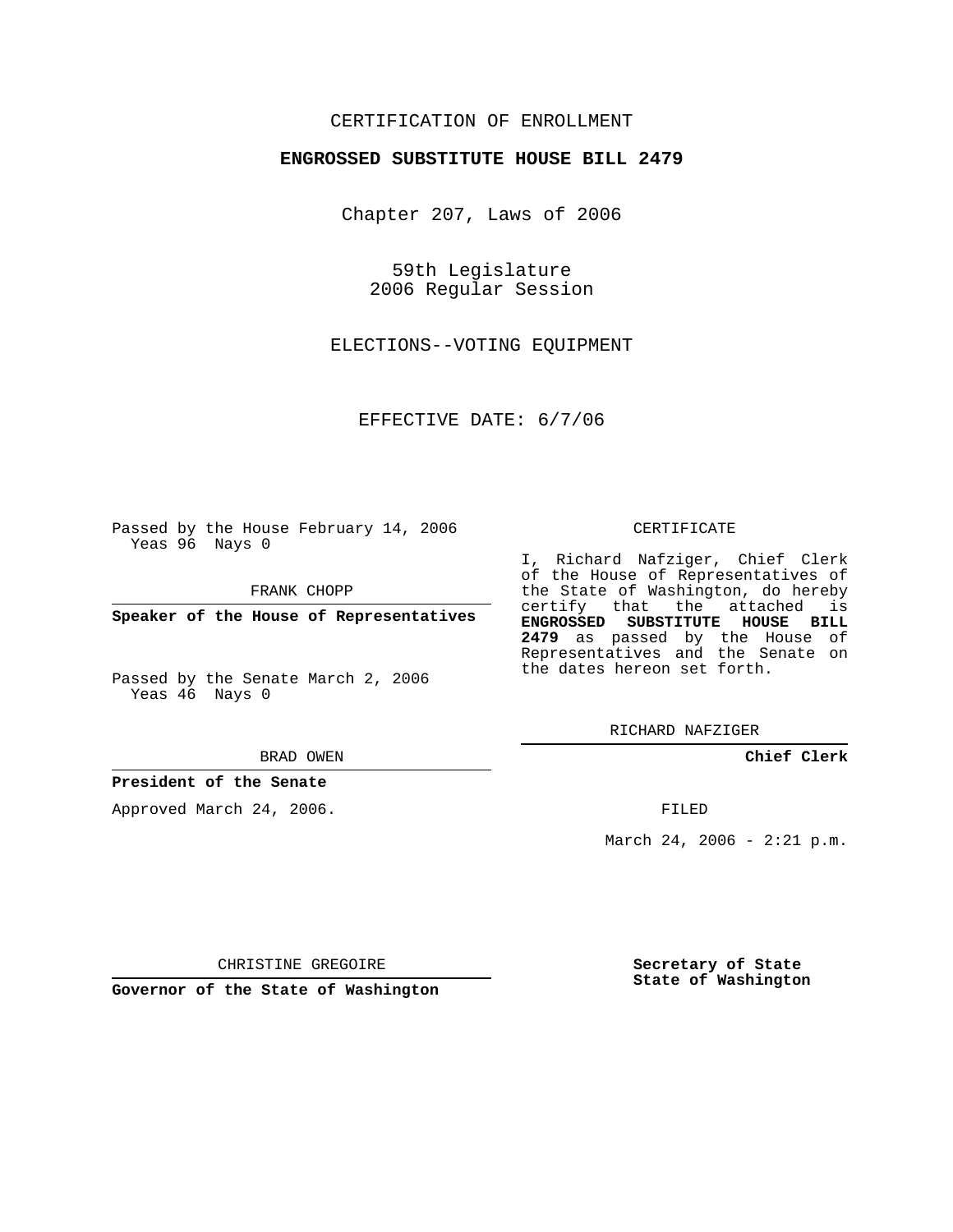CERTIFICATION OF ENROLLMENT

**ENGROSSED SUBSTITUTE HOUSE BILL 2479**

Chapter 207, Laws of 2006

59th Legislature
2006 Regular Session

ELECTIONS--VOTING EQUIPMENT

EFFECTIVE DATE: 6/7/06

Passed by the House February 14, 2006
Yeas 96 Nays 0

FRANK CHOPP

**Speaker of the House of Representatives**

Passed by the Senate March 2, 2006
Yeas 46 Nays 0

BRAD OWEN

**President of the Senate**

Approved March 24, 2006.

CHRISTINE GREGOIRE

**Governor of the State of Washington**

CERTIFICATE

I, Richard Nafziger, Chief Clerk of the House of Representatives of the State of Washington, do hereby certify that the attached is **ENGROSSED SUBSTITUTE HOUSE BILL 2479** as passed by the House of Representatives and the Senate on the dates hereon set forth.

RICHARD NAFZIGER

**Chief Clerk**

FILED

March 24, 2006 - 2:21 p.m.

**Secretary of State**
**State of Washington**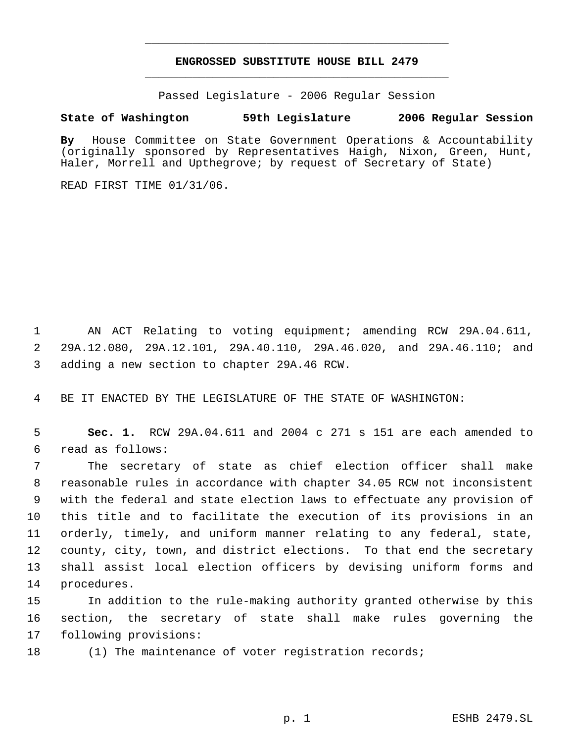# ENGROSSED SUBSTITUTE HOUSE BILL 2479

Passed Legislature - 2006 Regular Session

**State of Washington 59th Legislature 2006 Regular Session**

**By** House Committee on State Government Operations & Accountability (originally sponsored by Representatives Haigh, Nixon, Green, Hunt, Haler, Morrell and Upthegrove; by request of Secretary of State)

READ FIRST TIME 01/31/06.

AN ACT Relating to voting equipment; amending RCW 29A.04.611, 29A.12.080, 29A.12.101, 29A.40.110, 29A.46.020, and 29A.46.110; and adding a new section to chapter 29A.46 RCW.

BE IT ENACTED BY THE LEGISLATURE OF THE STATE OF WASHINGTON:

**Sec. 1.** RCW 29A.04.611 and 2004 c 271 s 151 are each amended to read as follows:

The secretary of state as chief election officer shall make reasonable rules in accordance with chapter 34.05 RCW not inconsistent with the federal and state election laws to effectuate any provision of this title and to facilitate the execution of its provisions in an orderly, timely, and uniform manner relating to any federal, state, county, city, town, and district elections. To that end the secretary shall assist local election officers by devising uniform forms and procedures.

In addition to the rule-making authority granted otherwise by this section, the secretary of state shall make rules governing the following provisions:

(1) The maintenance of voter registration records;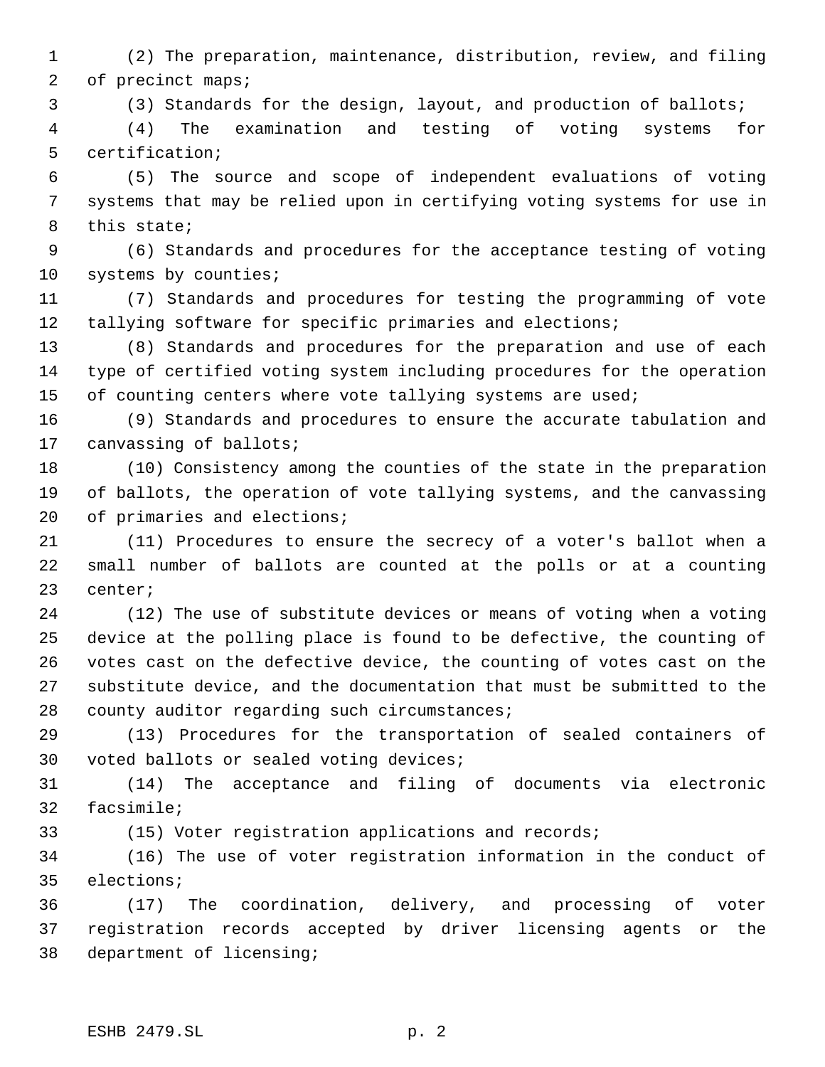(2) The preparation, maintenance, distribution, review, and filing of precinct maps;

(3) Standards for the design, layout, and production of ballots;

(4) The examination and testing of voting systems for certification;

(5) The source and scope of independent evaluations of voting systems that may be relied upon in certifying voting systems for use in this state;

(6) Standards and procedures for the acceptance testing of voting systems by counties;

(7) Standards and procedures for testing the programming of vote tallying software for specific primaries and elections;

(8) Standards and procedures for the preparation and use of each type of certified voting system including procedures for the operation of counting centers where vote tallying systems are used;

(9) Standards and procedures to ensure the accurate tabulation and canvassing of ballots;

(10) Consistency among the counties of the state in the preparation of ballots, the operation of vote tallying systems, and the canvassing of primaries and elections;

(11) Procedures to ensure the secrecy of a voter's ballot when a small number of ballots are counted at the polls or at a counting center;

(12) The use of substitute devices or means of voting when a voting device at the polling place is found to be defective, the counting of votes cast on the defective device, the counting of votes cast on the substitute device, and the documentation that must be submitted to the county auditor regarding such circumstances;

(13) Procedures for the transportation of sealed containers of voted ballots or sealed voting devices;

(14) The acceptance and filing of documents via electronic facsimile;

(15) Voter registration applications and records;

(16) The use of voter registration information in the conduct of elections;

(17) The coordination, delivery, and processing of voter registration records accepted by driver licensing agents or the department of licensing;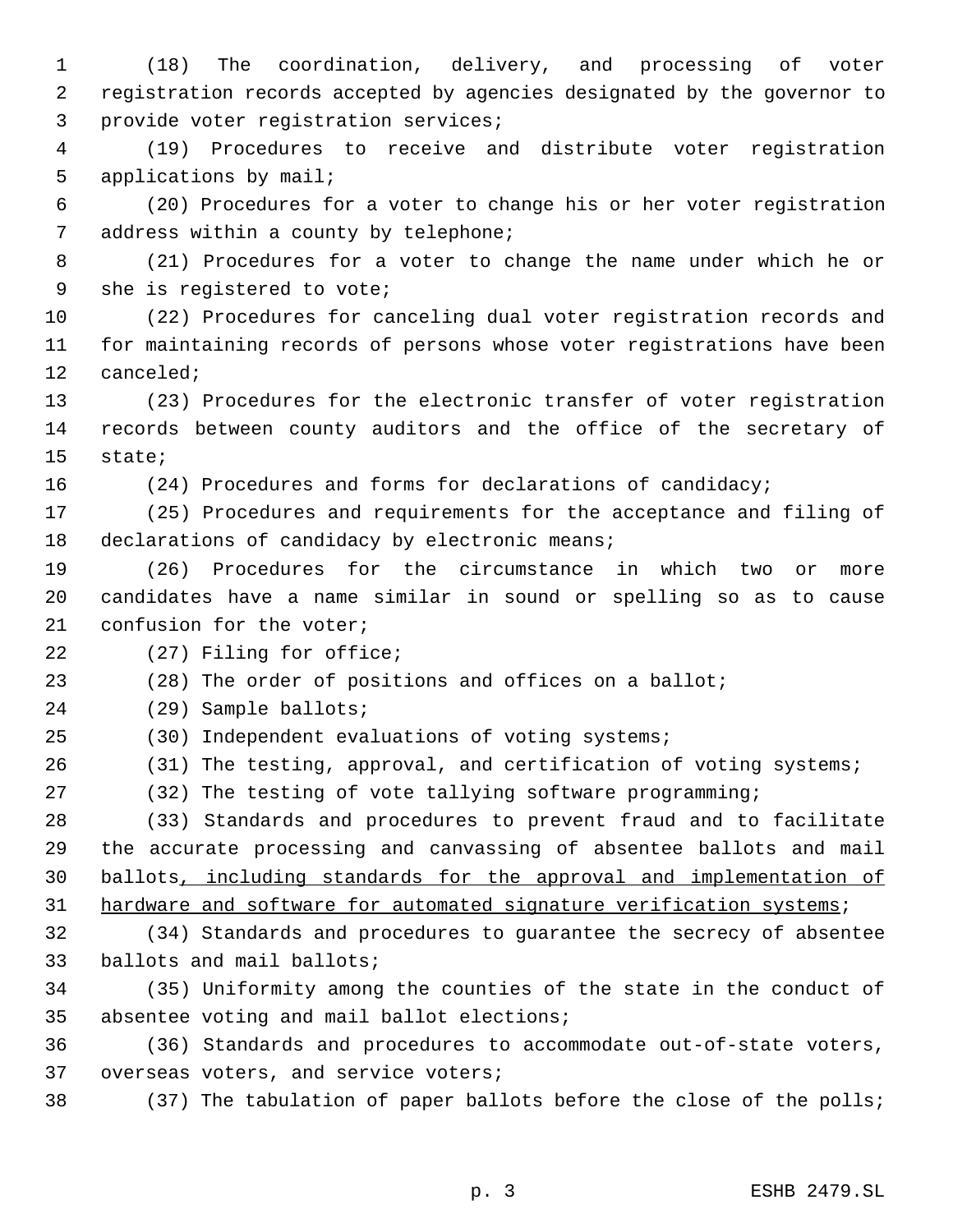(18) The coordination, delivery, and processing of voter registration records accepted by agencies designated by the governor to provide voter registration services;

(19) Procedures to receive and distribute voter registration applications by mail;

(20) Procedures for a voter to change his or her voter registration address within a county by telephone;

(21) Procedures for a voter to change the name under which he or she is registered to vote;

(22) Procedures for canceling dual voter registration records and for maintaining records of persons whose voter registrations have been canceled;

(23) Procedures for the electronic transfer of voter registration records between county auditors and the office of the secretary of state;

(24) Procedures and forms for declarations of candidacy;

(25) Procedures and requirements for the acceptance and filing of declarations of candidacy by electronic means;

(26) Procedures for the circumstance in which two or more candidates have a name similar in sound or spelling so as to cause confusion for the voter;

(27) Filing for office;

(28) The order of positions and offices on a ballot;

(29) Sample ballots;

(30) Independent evaluations of voting systems;

(31) The testing, approval, and certification of voting systems;

(32) The testing of vote tallying software programming;

(33) Standards and procedures to prevent fraud and to facilitate the accurate processing and canvassing of absentee ballots and mail ballots<u>, including standards for the approval and implementation of hardware and software for automated signature verification systems</u>;

(34) Standards and procedures to guarantee the secrecy of absentee ballots and mail ballots;

(35) Uniformity among the counties of the state in the conduct of absentee voting and mail ballot elections;

(36) Standards and procedures to accommodate out-of-state voters, overseas voters, and service voters;

(37) The tabulation of paper ballots before the close of the polls;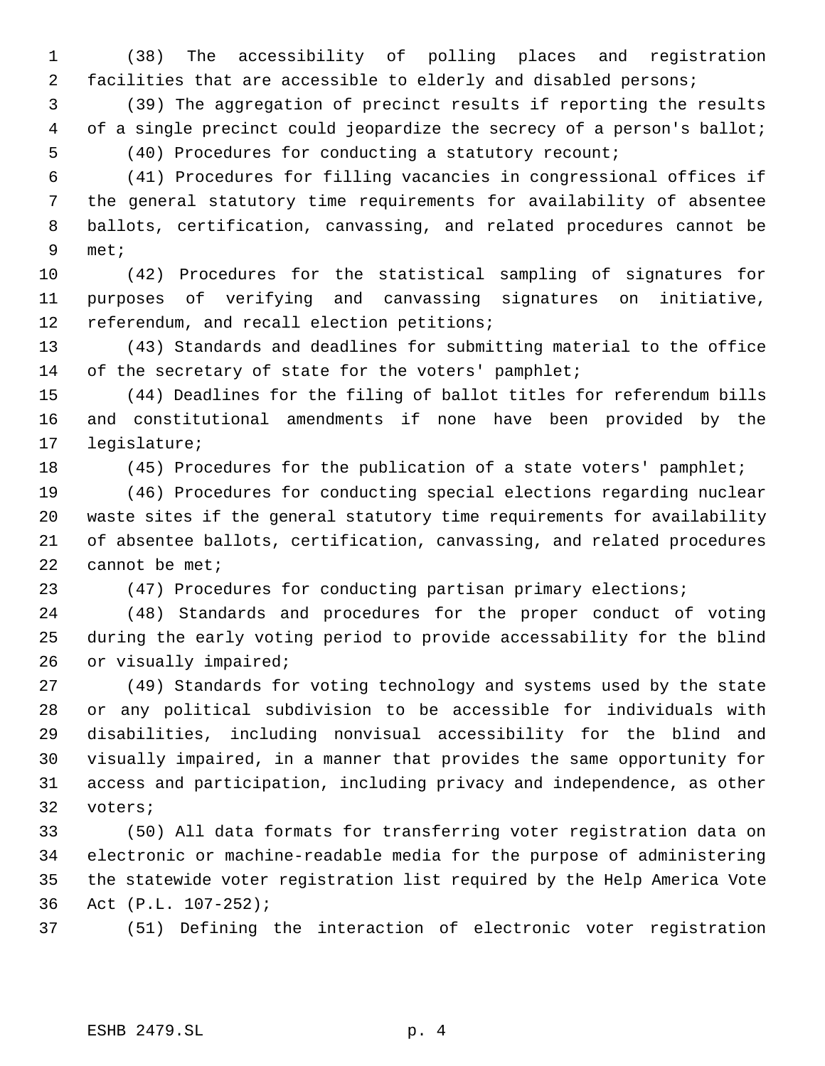(38) The accessibility of polling places and registration facilities that are accessible to elderly and disabled persons;

(39) The aggregation of precinct results if reporting the results of a single precinct could jeopardize the secrecy of a person's ballot;

(40) Procedures for conducting a statutory recount;

(41) Procedures for filling vacancies in congressional offices if the general statutory time requirements for availability of absentee ballots, certification, canvassing, and related procedures cannot be met;

(42) Procedures for the statistical sampling of signatures for purposes of verifying and canvassing signatures on initiative, referendum, and recall election petitions;

(43) Standards and deadlines for submitting material to the office of the secretary of state for the voters' pamphlet;

(44) Deadlines for the filing of ballot titles for referendum bills and constitutional amendments if none have been provided by the legislature;

(45) Procedures for the publication of a state voters' pamphlet;

(46) Procedures for conducting special elections regarding nuclear waste sites if the general statutory time requirements for availability of absentee ballots, certification, canvassing, and related procedures cannot be met;

(47) Procedures for conducting partisan primary elections;

(48) Standards and procedures for the proper conduct of voting during the early voting period to provide accessability for the blind or visually impaired;

(49) Standards for voting technology and systems used by the state or any political subdivision to be accessible for individuals with disabilities, including nonvisual accessibility for the blind and visually impaired, in a manner that provides the same opportunity for access and participation, including privacy and independence, as other voters;

(50) All data formats for transferring voter registration data on electronic or machine-readable media for the purpose of administering the statewide voter registration list required by the Help America Vote Act (P.L. 107-252);

(51) Defining the interaction of electronic voter registration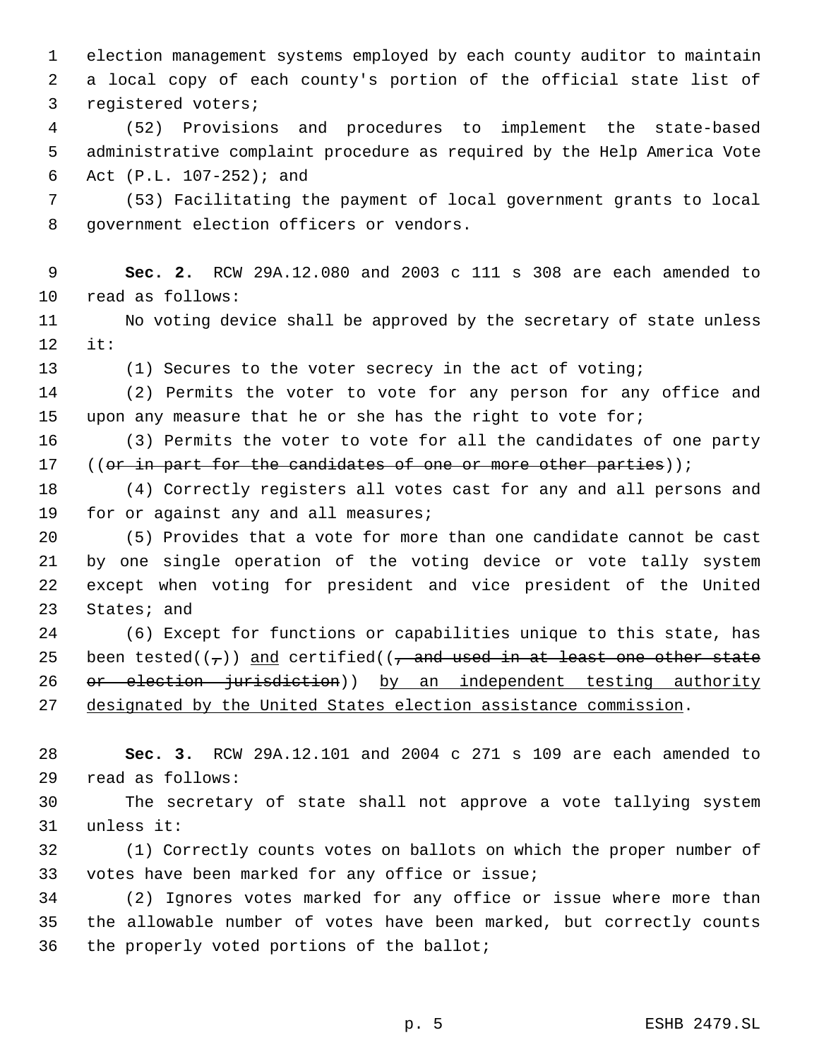election management systems employed by each county auditor to maintain a local copy of each county's portion of the official state list of registered voters;

(52) Provisions and procedures to implement the state-based administrative complaint procedure as required by the Help America Vote Act (P.L. 107-252); and

(53) Facilitating the payment of local government grants to local government election officers or vendors.

**Sec. 2.** RCW 29A.12.080 and 2003 c 111 s 308 are each amended to read as follows:

No voting device shall be approved by the secretary of state unless it:

(1) Secures to the voter secrecy in the act of voting;

(2) Permits the voter to vote for any person for any office and upon any measure that he or she has the right to vote for;

(3) Permits the voter to vote for all the candidates of one party ((~~or in part for the candidates of one or more other parties~~));

(4) Correctly registers all votes cast for any and all persons and for or against any and all measures;

(5) Provides that a vote for more than one candidate cannot be cast by one single operation of the voting device or vote tally system except when voting for president and vice president of the United States; and

(6) Except for functions or capabilities unique to this state, has been tested((~~,~~)) <u>and</u> certified((~~, and used in at least one other state or election jurisdiction~~)) <u>by an independent testing authority designated by the United States election assistance commission</u>.

**Sec. 3.** RCW 29A.12.101 and 2004 c 271 s 109 are each amended to read as follows:

The secretary of state shall not approve a vote tallying system unless it:

(1) Correctly counts votes on ballots on which the proper number of votes have been marked for any office or issue;

(2) Ignores votes marked for any office or issue where more than the allowable number of votes have been marked, but correctly counts the properly voted portions of the ballot;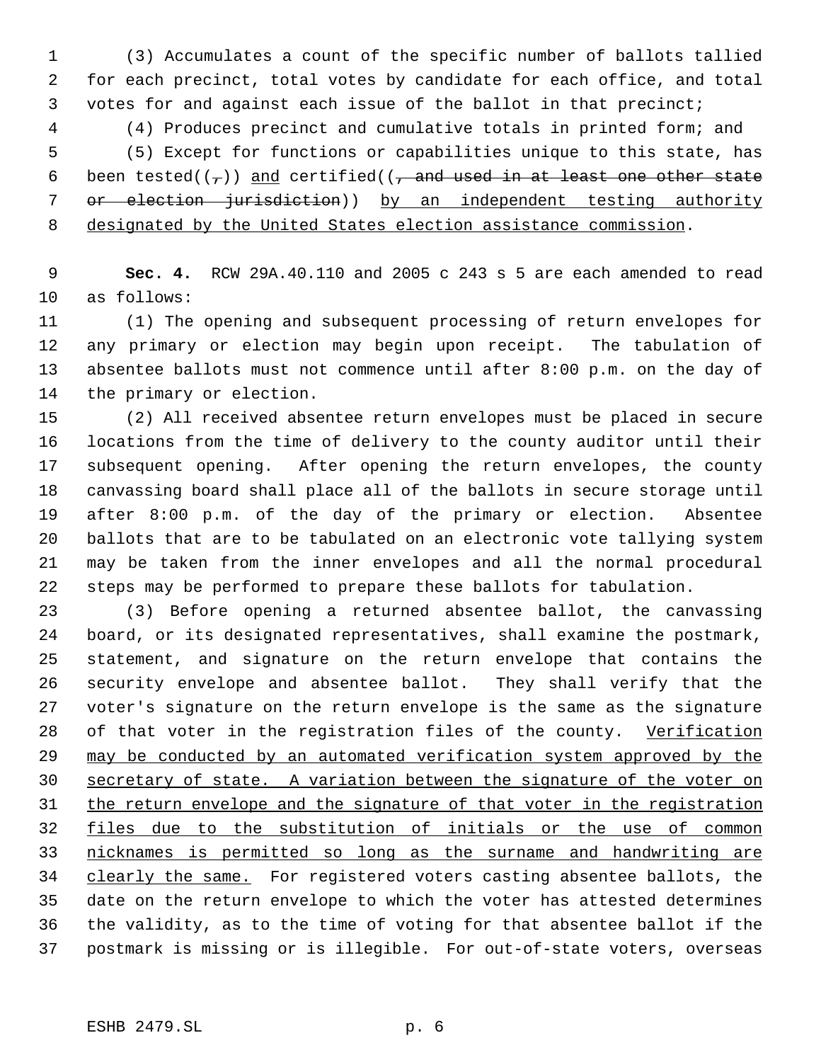(3) Accumulates a count of the specific number of ballots tallied for each precinct, total votes by candidate for each office, and total votes for and against each issue of the ballot in that precinct;

(4) Produces precinct and cumulative totals in printed form; and

(5) Except for functions or capabilities unique to this state, has been tested((,)) and certified((, and used in at least one other state or election jurisdiction)) by an independent testing authority designated by the United States election assistance commission.

**Sec. 4.** RCW 29A.40.110 and 2005 c 243 s 5 are each amended to read as follows:

(1) The opening and subsequent processing of return envelopes for any primary or election may begin upon receipt. The tabulation of absentee ballots must not commence until after 8:00 p.m. on the day of the primary or election.

(2) All received absentee return envelopes must be placed in secure locations from the time of delivery to the county auditor until their subsequent opening. After opening the return envelopes, the county canvassing board shall place all of the ballots in secure storage until after 8:00 p.m. of the day of the primary or election. Absentee ballots that are to be tabulated on an electronic vote tallying system may be taken from the inner envelopes and all the normal procedural steps may be performed to prepare these ballots for tabulation.

(3) Before opening a returned absentee ballot, the canvassing board, or its designated representatives, shall examine the postmark, statement, and signature on the return envelope that contains the security envelope and absentee ballot. They shall verify that the voter's signature on the return envelope is the same as the signature of that voter in the registration files of the county. Verification may be conducted by an automated verification system approved by the secretary of state. A variation between the signature of the voter on the return envelope and the signature of that voter in the registration files due to the substitution of initials or the use of common nicknames is permitted so long as the surname and handwriting are clearly the same. For registered voters casting absentee ballots, the date on the return envelope to which the voter has attested determines the validity, as to the time of voting for that absentee ballot if the postmark is missing or is illegible. For out-of-state voters, overseas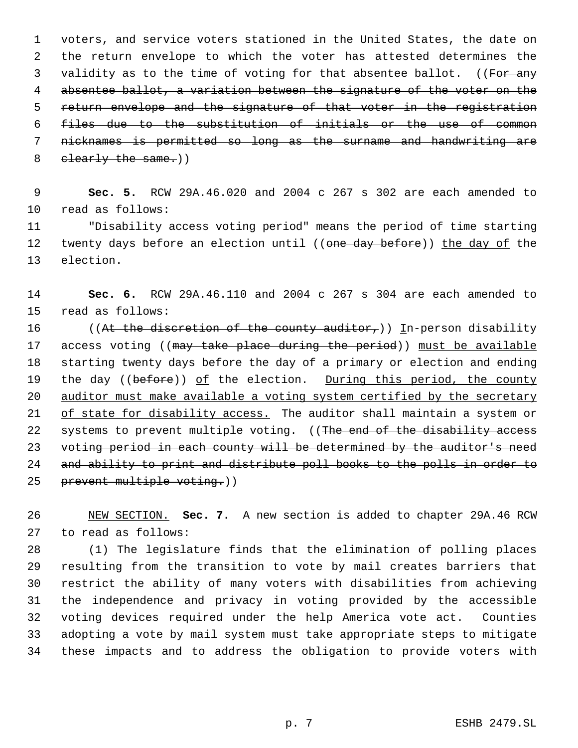voters, and service voters stationed in the United States, the date on the return envelope to which the voter has attested determines the validity as to the time of voting for that absentee ballot. ((~~For any absentee ballot, a variation between the signature of the voter on the return envelope and the signature of that voter in the registration files due to the substitution of initials or the use of common nicknames is permitted so long as the surname and handwriting are clearly the same.~~))

**Sec. 5.** RCW 29A.46.020 and 2004 c 267 s 302 are each amended to read as follows:

"Disability access voting period" means the period of time starting twenty days before an election until ((~~one day before~~)) <u>the day of</u> the election.

**Sec. 6.** RCW 29A.46.110 and 2004 c 267 s 304 are each amended to read as follows:

((~~At the discretion of the county auditor,~~)) <u>I</u>n-person disability access voting ((~~may take place during the period~~)) <u>must be available</u> starting twenty days before the day of a primary or election and ending the day ((~~before~~)) <u>of</u> the election. <u>During this period, the county auditor must make available a voting system certified by the secretary of state for disability access.</u> The auditor shall maintain a system or systems to prevent multiple voting. ((~~The end of the disability access voting period in each county will be determined by the auditor's need and ability to print and distribute poll books to the polls in order to prevent multiple voting.~~))

<u>NEW SECTION.</u> **Sec. 7.** A new section is added to chapter 29A.46 RCW to read as follows:

(1) The legislature finds that the elimination of polling places resulting from the transition to vote by mail creates barriers that restrict the ability of many voters with disabilities from achieving the independence and privacy in voting provided by the accessible voting devices required under the help America vote act. Counties adopting a vote by mail system must take appropriate steps to mitigate these impacts and to address the obligation to provide voters with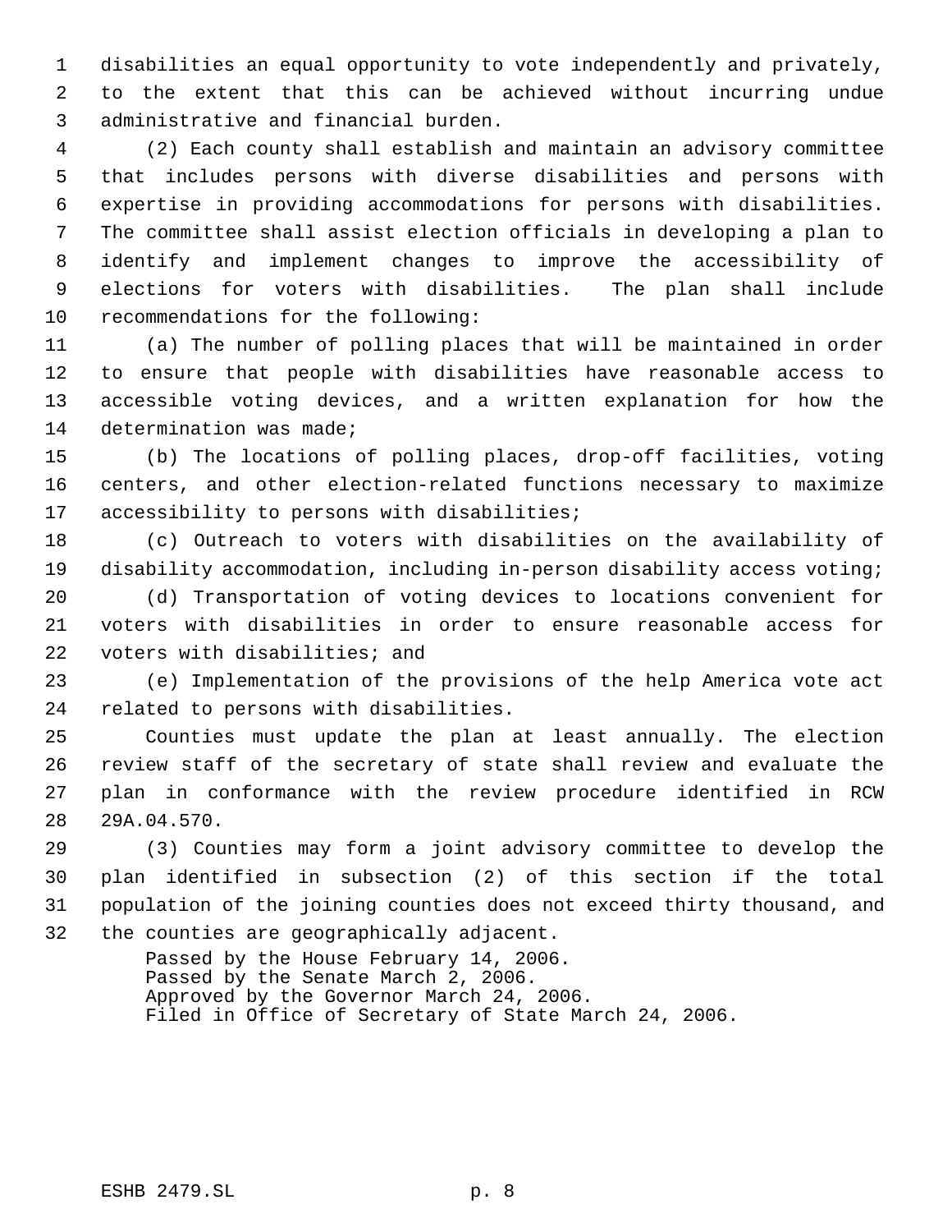disabilities an equal opportunity to vote independently and privately, to the extent that this can be achieved without incurring undue administrative and financial burden.

(2) Each county shall establish and maintain an advisory committee that includes persons with diverse disabilities and persons with expertise in providing accommodations for persons with disabilities. The committee shall assist election officials in developing a plan to identify and implement changes to improve the accessibility of elections for voters with disabilities. The plan shall include recommendations for the following:

(a) The number of polling places that will be maintained in order to ensure that people with disabilities have reasonable access to accessible voting devices, and a written explanation for how the determination was made;

(b) The locations of polling places, drop-off facilities, voting centers, and other election-related functions necessary to maximize accessibility to persons with disabilities;

(c) Outreach to voters with disabilities on the availability of disability accommodation, including in-person disability access voting;

(d) Transportation of voting devices to locations convenient for voters with disabilities in order to ensure reasonable access for voters with disabilities; and

(e) Implementation of the provisions of the help America vote act related to persons with disabilities.

Counties must update the plan at least annually. The election review staff of the secretary of state shall review and evaluate the plan in conformance with the review procedure identified in RCW 29A.04.570.

(3) Counties may form a joint advisory committee to develop the plan identified in subsection (2) of this section if the total population of the joining counties does not exceed thirty thousand, and the counties are geographically adjacent.

Passed by the House February 14, 2006.
Passed by the Senate March 2, 2006.
Approved by the Governor March 24, 2006.
Filed in Office of Secretary of State March 24, 2006.